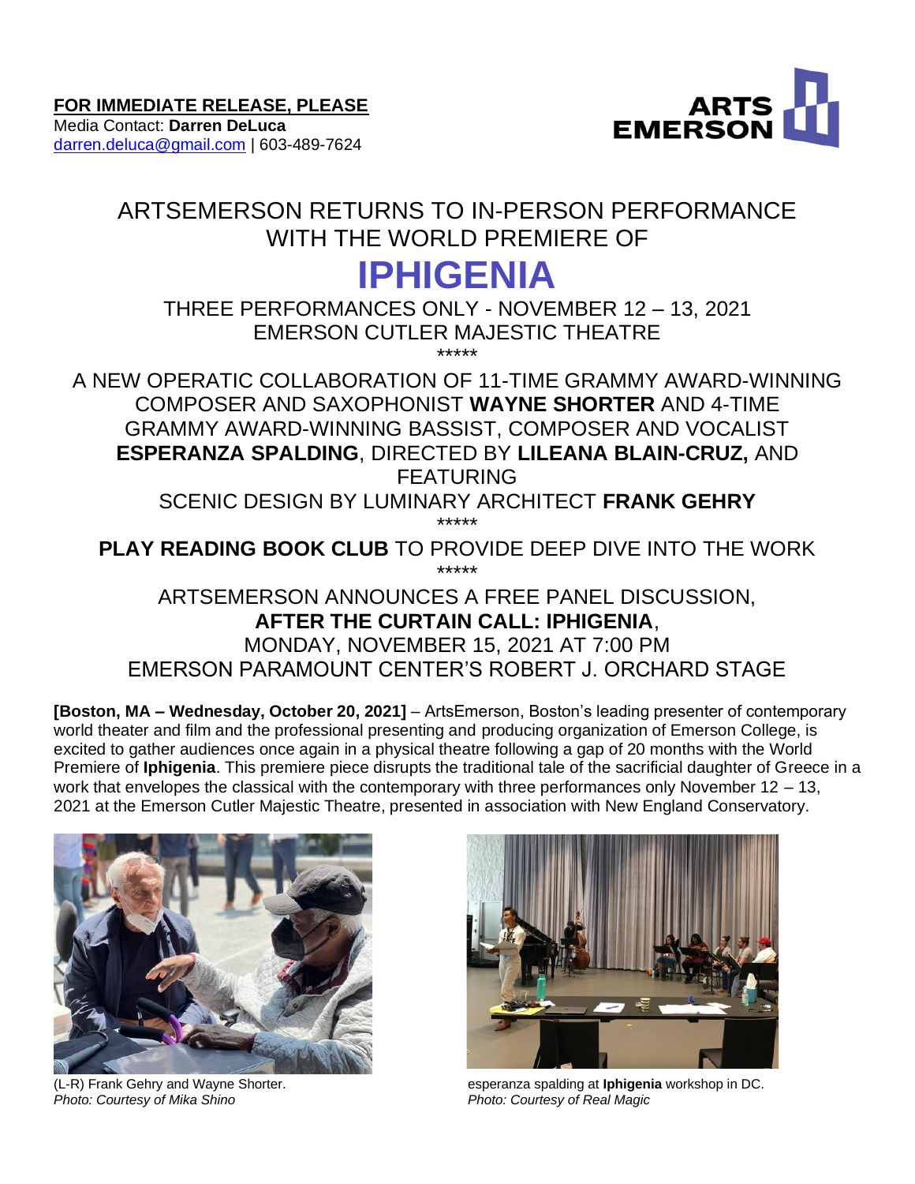**FOR IMMEDIATE RELEASE, PLEASE**
Media Contact: **Darren DeLuca**
darren.deluca@gmail.com | 603-489-7624

ARTSEMERSON RETURNS TO IN-PERSON PERFORMANCE WITH THE WORLD PREMIERE OF

# IPHIGENIA

THREE PERFORMANCES ONLY - NOVEMBER 12 – 13, 2021
EMERSON CUTLER MAJESTIC THEATRE

*****

A NEW OPERATIC COLLABORATION OF 11-TIME GRAMMY AWARD-WINNING COMPOSER AND SAXOPHONIST **WAYNE SHORTER** AND 4-TIME GRAMMY AWARD-WINNING BASSIST, COMPOSER AND VOCALIST **ESPERANZA SPALDING**, DIRECTED BY **LILEANA BLAIN-CRUZ,** AND FEATURING
SCENIC DESIGN BY LUMINARY ARCHITECT **FRANK GEHRY**

*****

**PLAY READING BOOK CLUB** TO PROVIDE DEEP DIVE INTO THE WORK

*****

ARTSEMERSON ANNOUNCES A FREE PANEL DISCUSSION,
**AFTER THE CURTAIN CALL: IPHIGENIA**,
MONDAY, NOVEMBER 15, 2021 AT 7:00 PM
EMERSON PARAMOUNT CENTER'S ROBERT J. ORCHARD STAGE

**[Boston, MA – Wednesday, October 20, 2021]** – ArtsEmerson, Boston's leading presenter of contemporary world theater and film and the professional presenting and producing organization of Emerson College, is excited to gather audiences once again in a physical theatre following a gap of 20 months with the World Premiere of **Iphigenia**. This premiere piece disrupts the traditional tale of the sacrificial daughter of Greece in a work that envelopes the classical with the contemporary with three performances only November 12 – 13, 2021 at the Emerson Cutler Majestic Theatre, presented in association with New England Conservatory.

(L-R) Frank Gehry and Wayne Shorter.
*Photo: Courtesy of Mika Shino*

esperanza spalding at **Iphigenia** workshop in DC.
*Photo: Courtesy of Real Magic*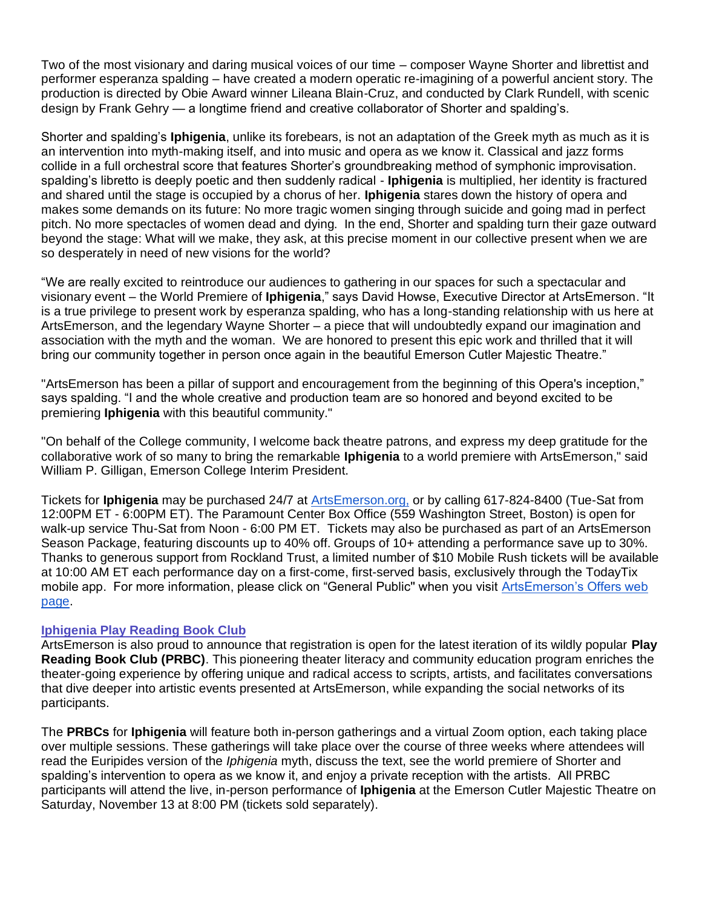Two of the most visionary and daring musical voices of our time – composer Wayne Shorter and librettist and performer esperanza spalding – have created a modern operatic re-imagining of a powerful ancient story. The production is directed by Obie Award winner Lileana Blain-Cruz, and conducted by Clark Rundell, with scenic design by Frank Gehry — a longtime friend and creative collaborator of Shorter and spalding's.

Shorter and spalding's **Iphigenia**, unlike its forebears, is not an adaptation of the Greek myth as much as it is an intervention into myth-making itself, and into music and opera as we know it. Classical and jazz forms collide in a full orchestral score that features Shorter's groundbreaking method of symphonic improvisation. spalding's libretto is deeply poetic and then suddenly radical - **Iphigenia** is multiplied, her identity is fractured and shared until the stage is occupied by a chorus of her. **Iphigenia** stares down the history of opera and makes some demands on its future: No more tragic women singing through suicide and going mad in perfect pitch. No more spectacles of women dead and dying. In the end, Shorter and spalding turn their gaze outward beyond the stage: What will we make, they ask, at this precise moment in our collective present when we are so desperately in need of new visions for the world?

"We are really excited to reintroduce our audiences to gathering in our spaces for such a spectacular and visionary event – the World Premiere of **Iphigenia**," says David Howse, Executive Director at ArtsEmerson. "It is a true privilege to present work by esperanza spalding, who has a long-standing relationship with us here at ArtsEmerson, and the legendary Wayne Shorter – a piece that will undoubtedly expand our imagination and association with the myth and the woman. We are honored to present this epic work and thrilled that it will bring our community together in person once again in the beautiful Emerson Cutler Majestic Theatre."

"ArtsEmerson has been a pillar of support and encouragement from the beginning of this Opera's inception," says spalding. "I and the whole creative and production team are so honored and beyond excited to be premiering **Iphigenia** with this beautiful community."

"On behalf of the College community, I welcome back theatre patrons, and express my deep gratitude for the collaborative work of so many to bring the remarkable **Iphigenia** to a world premiere with ArtsEmerson," said William P. Gilligan, Emerson College Interim President.

Tickets for **Iphigenia** may be purchased 24/7 at ArtsEmerson.org, or by calling 617-824-8400 (Tue-Sat from 12:00PM ET - 6:00PM ET). The Paramount Center Box Office (559 Washington Street, Boston) is open for walk-up service Thu-Sat from Noon - 6:00 PM ET. Tickets may also be purchased as part of an ArtsEmerson Season Package, featuring discounts up to 40% off. Groups of 10+ attending a performance save up to 30%. Thanks to generous support from Rockland Trust, a limited number of $10 Mobile Rush tickets will be available at 10:00 AM ET each performance day on a first-come, first-served basis, exclusively through the TodayTix mobile app. For more information, please click on "General Public" when you visit ArtsEmerson's Offers web page.

**Iphigenia Play Reading Book Club**

ArtsEmerson is also proud to announce that registration is open for the latest iteration of its wildly popular **Play Reading Book Club (PRBC)**. This pioneering theater literacy and community education program enriches the theater-going experience by offering unique and radical access to scripts, artists, and facilitates conversations that dive deeper into artistic events presented at ArtsEmerson, while expanding the social networks of its participants.

The **PRBCs** for **Iphigenia** will feature both in-person gatherings and a virtual Zoom option, each taking place over multiple sessions. These gatherings will take place over the course of three weeks where attendees will read the Euripides version of the *Iphigenia* myth, discuss the text, see the world premiere of Shorter and spalding's intervention to opera as we know it, and enjoy a private reception with the artists. All PRBC participants will attend the live, in-person performance of **Iphigenia** at the Emerson Cutler Majestic Theatre on Saturday, November 13 at 8:00 PM (tickets sold separately).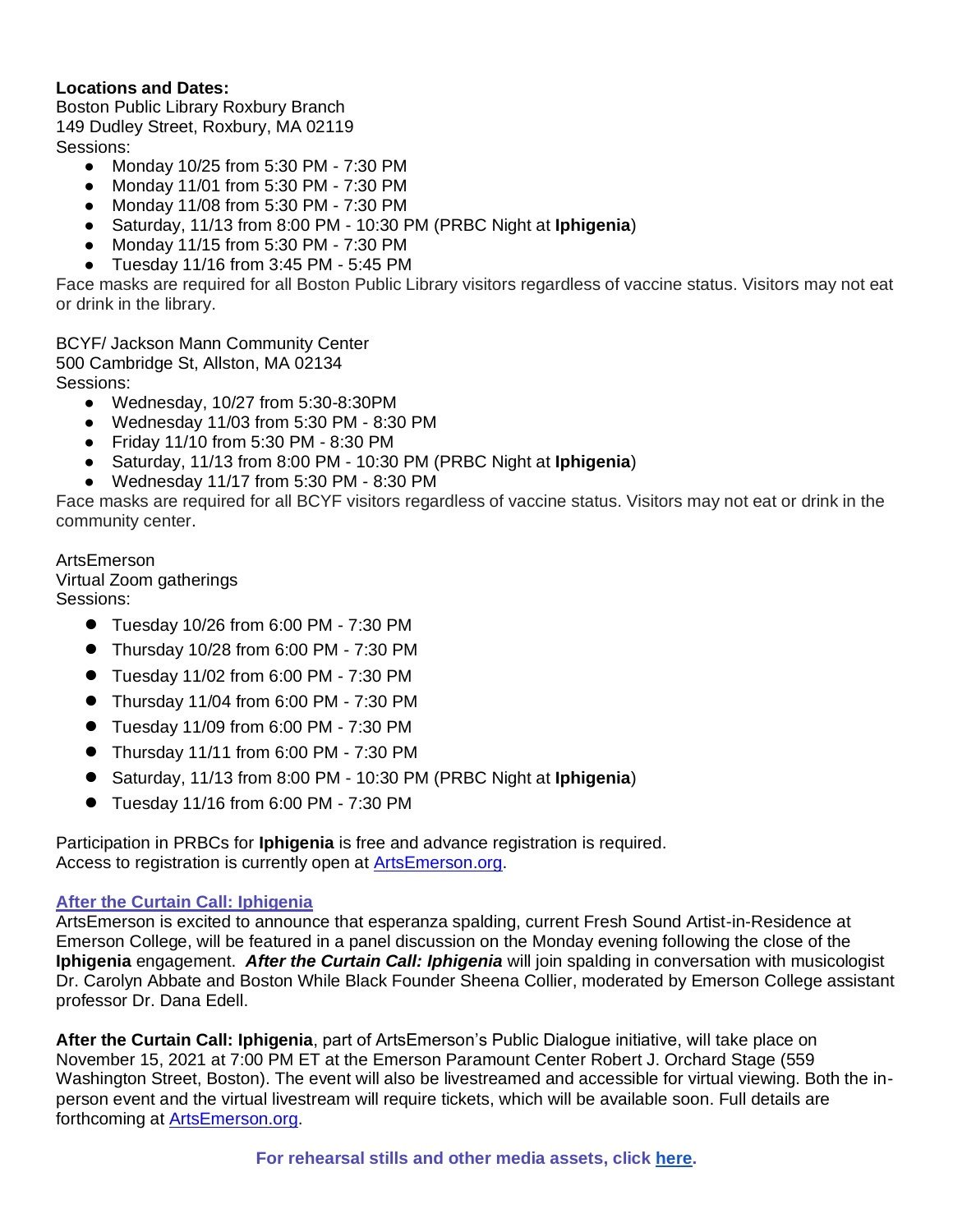**Locations and Dates:**
Boston Public Library Roxbury Branch
149 Dudley Street, Roxbury, MA 02119
Sessions:

- Monday 10/25 from 5:30 PM - 7:30 PM
- Monday 11/01 from 5:30 PM - 7:30 PM
- Monday 11/08 from 5:30 PM - 7:30 PM
- Saturday, 11/13 from 8:00 PM - 10:30 PM (PRBC Night at **Iphigenia**)
- Monday 11/15 from 5:30 PM - 7:30 PM
- Tuesday 11/16 from 3:45 PM - 5:45 PM

Face masks are required for all Boston Public Library visitors regardless of vaccine status. Visitors may not eat or drink in the library.

BCYF/ Jackson Mann Community Center
500 Cambridge St, Allston, MA 02134
Sessions:

- Wednesday, 10/27 from 5:30-8:30PM
- Wednesday 11/03 from 5:30 PM - 8:30 PM
- Friday 11/10 from 5:30 PM - 8:30 PM
- Saturday, 11/13 from 8:00 PM - 10:30 PM (PRBC Night at **Iphigenia**)
- Wednesday 11/17 from 5:30 PM - 8:30 PM

Face masks are required for all BCYF visitors regardless of vaccine status. Visitors may not eat or drink in the community center.

ArtsEmerson
Virtual Zoom gatherings
Sessions:

- Tuesday 10/26 from 6:00 PM - 7:30 PM
- Thursday 10/28 from 6:00 PM - 7:30 PM
- Tuesday 11/02 from 6:00 PM - 7:30 PM
- Thursday 11/04 from 6:00 PM - 7:30 PM
- Tuesday 11/09 from 6:00 PM - 7:30 PM
- Thursday 11/11 from 6:00 PM - 7:30 PM
- Saturday, 11/13 from 8:00 PM - 10:30 PM (PRBC Night at **Iphigenia**)
- Tuesday 11/16 from 6:00 PM - 7:30 PM

Participation in PRBCs for **Iphigenia** is free and advance registration is required.
Access to registration is currently open at ArtsEmerson.org.

**After the Curtain Call: Iphigenia**
ArtsEmerson is excited to announce that esperanza spalding, current Fresh Sound Artist-in-Residence at Emerson College, will be featured in a panel discussion on the Monday evening following the close of the **Iphigenia** engagement. ***After the Curtain Call: Iphigenia*** will join spalding in conversation with musicologist Dr. Carolyn Abbate and Boston While Black Founder Sheena Collier, moderated by Emerson College assistant professor Dr. Dana Edell.

**After the Curtain Call: Iphigenia**, part of ArtsEmerson's Public Dialogue initiative, will take place on November 15, 2021 at 7:00 PM ET at the Emerson Paramount Center Robert J. Orchard Stage (559 Washington Street, Boston). The event will also be livestreamed and accessible for virtual viewing. Both the in-person event and the virtual livestream will require tickets, which will be available soon. Full details are forthcoming at ArtsEmerson.org.

**For rehearsal stills and other media assets, click here.**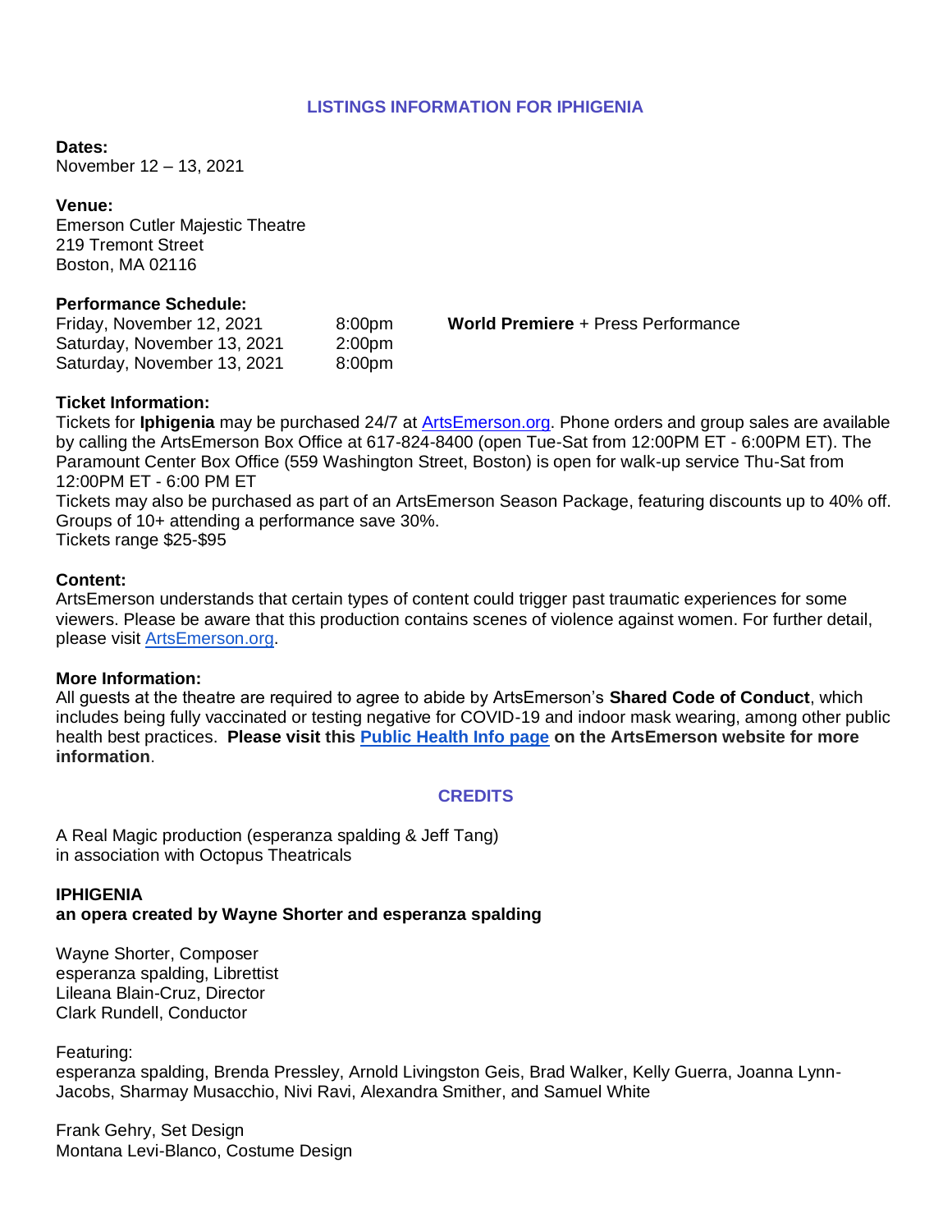## LISTINGS INFORMATION FOR IPHIGENIA

**Dates:**
November 12 – 13, 2021

**Venue:**
Emerson Cutler Majestic Theatre
219 Tremont Street
Boston, MA 02116

**Performance Schedule:**

| | | |
|---|---|---|
| Friday, November 12, 2021 | 8:00pm | **World Premiere** + Press Performance |
| Saturday, November 13, 2021 | 2:00pm | |
| Saturday, November 13, 2021 | 8:00pm | |

**Ticket Information:**
Tickets for **Iphigenia** may be purchased 24/7 at [ArtsEmerson.org](ArtsEmerson.org). Phone orders and group sales are available by calling the ArtsEmerson Box Office at 617-824-8400 (open Tue-Sat from 12:00PM ET - 6:00PM ET). The Paramount Center Box Office (559 Washington Street, Boston) is open for walk-up service Thu-Sat from 12:00PM ET - 6:00 PM ET
Tickets may also be purchased as part of an ArtsEmerson Season Package, featuring discounts up to 40% off. Groups of 10+ attending a performance save 30%.
Tickets range $25-$95

**Content:**
ArtsEmerson understands that certain types of content could trigger past traumatic experiences for some viewers. Please be aware that this production contains scenes of violence against women. For further detail, please visit [ArtsEmerson.org](ArtsEmerson.org).

**More Information:**
All guests at the theatre are required to agree to abide by ArtsEmerson's **Shared Code of Conduct**, which includes being fully vaccinated or testing negative for COVID-19 and indoor mask wearing, among other public health best practices. **Please visit this Public Health Info page on the ArtsEmerson website for more information**.

## CREDITS

A Real Magic production (esperanza spalding & Jeff Tang)
in association with Octopus Theatricals

**IPHIGENIA**
**an opera created by Wayne Shorter and esperanza spalding**

Wayne Shorter, Composer
esperanza spalding, Librettist
Lileana Blain-Cruz, Director
Clark Rundell, Conductor

Featuring:
esperanza spalding, Brenda Pressley, Arnold Livingston Geis, Brad Walker, Kelly Guerra, Joanna Lynn-Jacobs, Sharmay Musacchio, Nivi Ravi, Alexandra Smither, and Samuel White

Frank Gehry, Set Design
Montana Levi-Blanco, Costume Design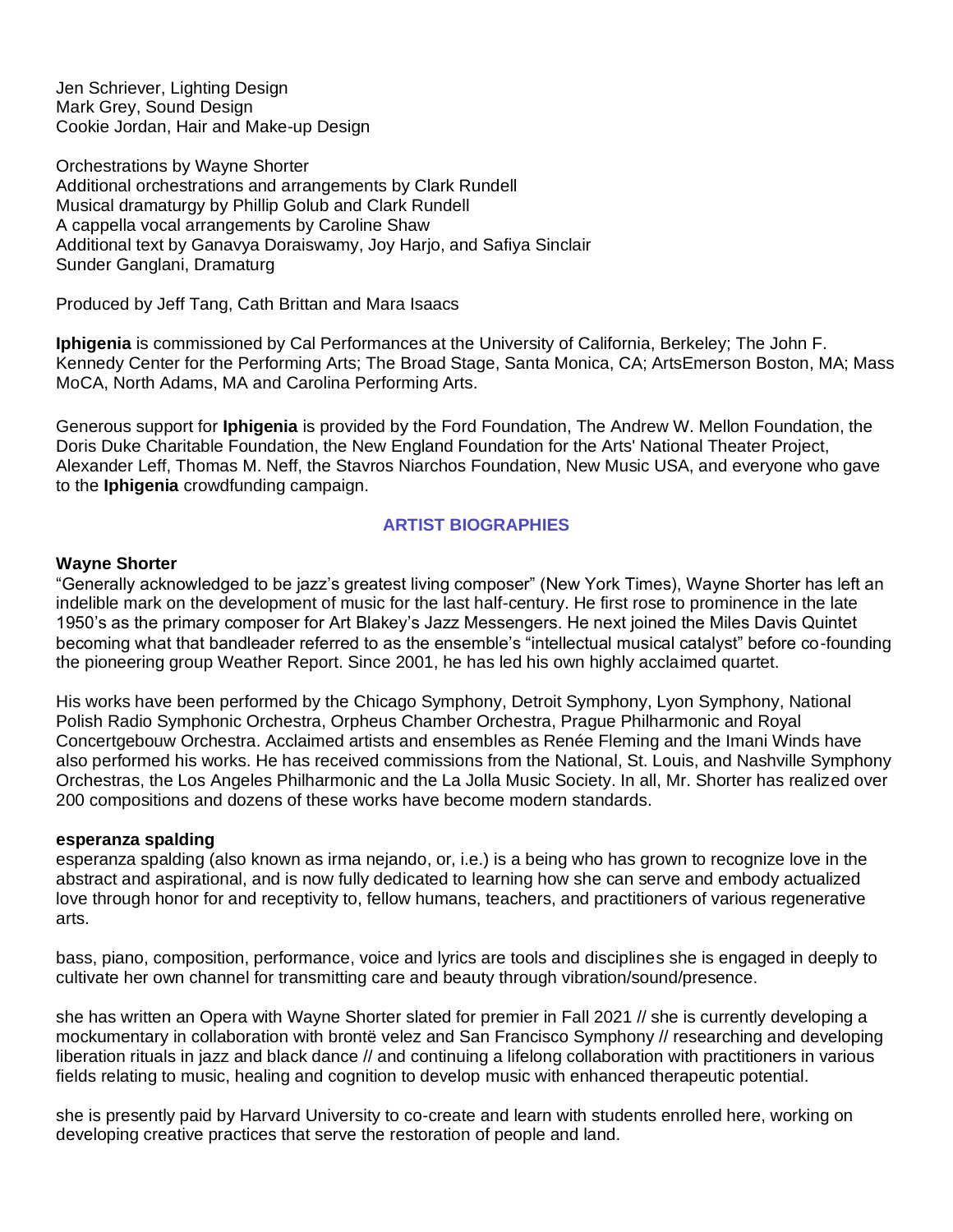Jen Schriever, Lighting Design
Mark Grey, Sound Design
Cookie Jordan, Hair and Make-up Design

Orchestrations by Wayne Shorter
Additional orchestrations and arrangements by Clark Rundell
Musical dramaturgy by Phillip Golub and Clark Rundell
A cappella vocal arrangements by Caroline Shaw
Additional text by Ganavya Doraiswamy, Joy Harjo, and Safiya Sinclair
Sunder Ganglani, Dramaturg

Produced by Jeff Tang, Cath Brittan and Mara Isaacs

**Iphigenia** is commissioned by Cal Performances at the University of California, Berkeley; The John F. Kennedy Center for the Performing Arts; The Broad Stage, Santa Monica, CA; ArtsEmerson Boston, MA; Mass MoCA, North Adams, MA and Carolina Performing Arts.

Generous support for **Iphigenia** is provided by the Ford Foundation, The Andrew W. Mellon Foundation, the Doris Duke Charitable Foundation, the New England Foundation for the Arts' National Theater Project, Alexander Leff, Thomas M. Neff, the Stavros Niarchos Foundation, New Music USA, and everyone who gave to the **Iphigenia** crowdfunding campaign.

## ARTIST BIOGRAPHIES

### Wayne Shorter

"Generally acknowledged to be jazz's greatest living composer" (New York Times), Wayne Shorter has left an indelible mark on the development of music for the last half-century. He first rose to prominence in the late 1950's as the primary composer for Art Blakey's Jazz Messengers. He next joined the Miles Davis Quintet becoming what that bandleader referred to as the ensemble's "intellectual musical catalyst" before co-founding the pioneering group Weather Report. Since 2001, he has led his own highly acclaimed quartet.

His works have been performed by the Chicago Symphony, Detroit Symphony, Lyon Symphony, National Polish Radio Symphonic Orchestra, Orpheus Chamber Orchestra, Prague Philharmonic and Royal Concertgebouw Orchestra. Acclaimed artists and ensembles as Renée Fleming and the Imani Winds have also performed his works. He has received commissions from the National, St. Louis, and Nashville Symphony Orchestras, the Los Angeles Philharmonic and the La Jolla Music Society. In all, Mr. Shorter has realized over 200 compositions and dozens of these works have become modern standards.

### esperanza spalding

esperanza spalding (also known as irma nejando, or, i.e.) is a being who has grown to recognize love in the abstract and aspirational, and is now fully dedicated to learning how she can serve and embody actualized love through honor for and receptivity to, fellow humans, teachers, and practitioners of various regenerative arts.

bass, piano, composition, performance, voice and lyrics are tools and disciplines she is engaged in deeply to cultivate her own channel for transmitting care and beauty through vibration/sound/presence.

she has written an Opera with Wayne Shorter slated for premier in Fall 2021 // she is currently developing a mockumentary in collaboration with brontë velez and San Francisco Symphony // researching and developing liberation rituals in jazz and black dance // and continuing a lifelong collaboration with practitioners in various fields relating to music, healing and cognition to develop music with enhanced therapeutic potential.

she is presently paid by Harvard University to co-create and learn with students enrolled here, working on developing creative practices that serve the restoration of people and land.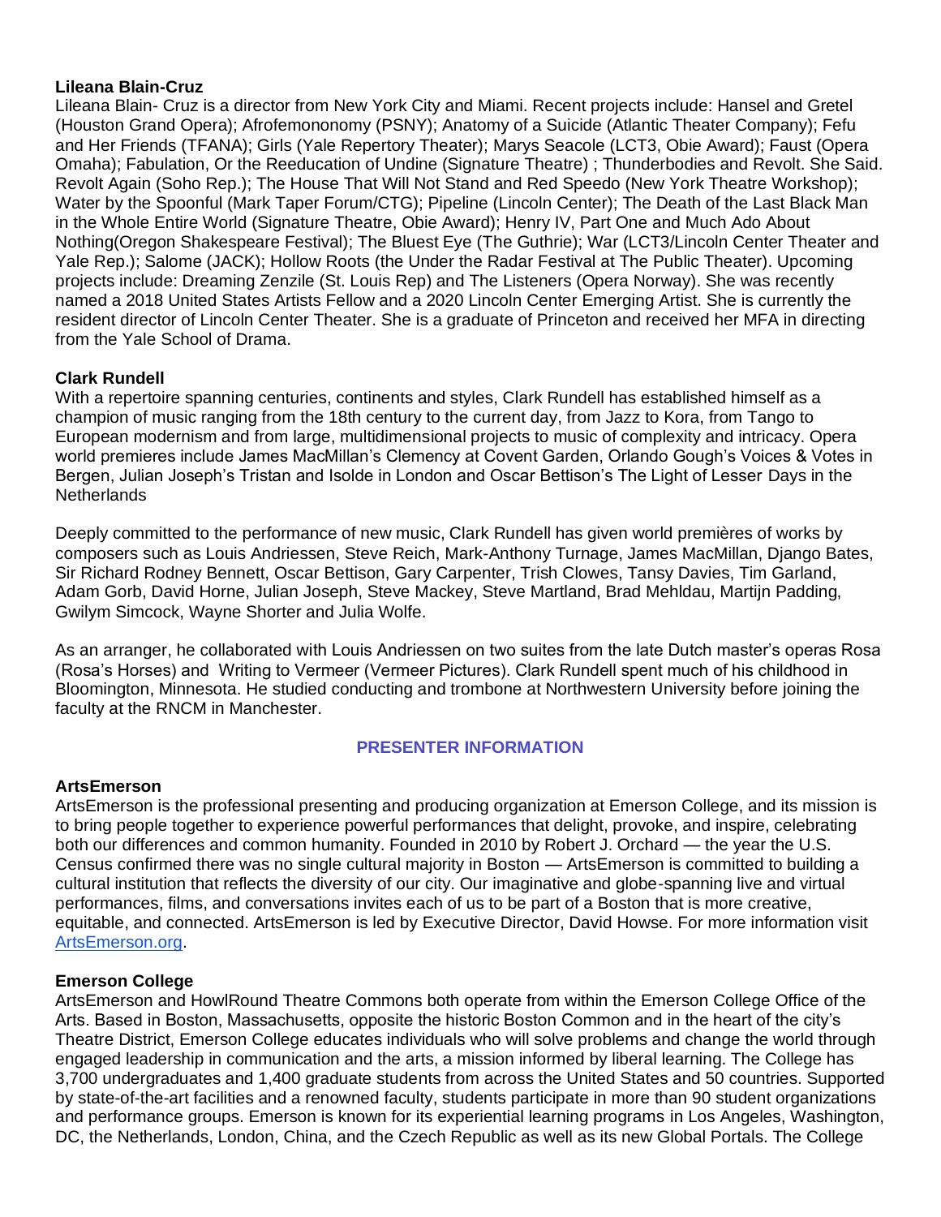**Lileana Blain-Cruz**

Lileana Blain- Cruz is a director from New York City and Miami. Recent projects include: Hansel and Gretel (Houston Grand Opera); Afrofemononomy (PSNY); Anatomy of a Suicide (Atlantic Theater Company); Fefu and Her Friends (TFANA); Girls (Yale Repertory Theater); Marys Seacole (LCT3, Obie Award); Faust (Opera Omaha); Fabulation, Or the Reeducation of Undine (Signature Theatre) ; Thunderbodies and Revolt. She Said. Revolt Again (Soho Rep.); The House That Will Not Stand and Red Speedo (New York Theatre Workshop); Water by the Spoonful (Mark Taper Forum/CTG); Pipeline (Lincoln Center); The Death of the Last Black Man in the Whole Entire World (Signature Theatre, Obie Award); Henry IV, Part One and Much Ado About Nothing(Oregon Shakespeare Festival); The Bluest Eye (The Guthrie); War (LCT3/Lincoln Center Theater and Yale Rep.); Salome (JACK); Hollow Roots (the Under the Radar Festival at The Public Theater). Upcoming projects include: Dreaming Zenzile (St. Louis Rep) and The Listeners (Opera Norway). She was recently named a 2018 United States Artists Fellow and a 2020 Lincoln Center Emerging Artist. She is currently the resident director of Lincoln Center Theater. She is a graduate of Princeton and received her MFA in directing from the Yale School of Drama.

**Clark Rundell**

With a repertoire spanning centuries, continents and styles, Clark Rundell has established himself as a champion of music ranging from the 18th century to the current day, from Jazz to Kora, from Tango to European modernism and from large, multidimensional projects to music of complexity and intricacy. Opera world premieres include James MacMillan's Clemency at Covent Garden, Orlando Gough's Voices & Votes in Bergen, Julian Joseph's Tristan and Isolde in London and Oscar Bettison's The Light of Lesser Days in the Netherlands

Deeply committed to the performance of new music, Clark Rundell has given world premières of works by composers such as Louis Andriessen, Steve Reich, Mark-Anthony Turnage, James MacMillan, Django Bates, Sir Richard Rodney Bennett, Oscar Bettison, Gary Carpenter, Trish Clowes, Tansy Davies, Tim Garland, Adam Gorb, David Horne, Julian Joseph, Steve Mackey, Steve Martland, Brad Mehldau, Martijn Padding, Gwilym Simcock, Wayne Shorter and Julia Wolfe.

As an arranger, he collaborated with Louis Andriessen on two suites from the late Dutch master's operas Rosa (Rosa's Horses) and Writing to Vermeer (Vermeer Pictures). Clark Rundell spent much of his childhood in Bloomington, Minnesota. He studied conducting and trombone at Northwestern University before joining the faculty at the RNCM in Manchester.

## PRESENTER INFORMATION

**ArtsEmerson**

ArtsEmerson is the professional presenting and producing organization at Emerson College, and its mission is to bring people together to experience powerful performances that delight, provoke, and inspire, celebrating both our differences and common humanity. Founded in 2010 by Robert J. Orchard — the year the U.S. Census confirmed there was no single cultural majority in Boston — ArtsEmerson is committed to building a cultural institution that reflects the diversity of our city. Our imaginative and globe-spanning live and virtual performances, films, and conversations invites each of us to be part of a Boston that is more creative, equitable, and connected. ArtsEmerson is led by Executive Director, David Howse. For more information visit [ArtsEmerson.org](ArtsEmerson.org).

**Emerson College**

ArtsEmerson and HowlRound Theatre Commons both operate from within the Emerson College Office of the Arts. Based in Boston, Massachusetts, opposite the historic Boston Common and in the heart of the city's Theatre District, Emerson College educates individuals who will solve problems and change the world through engaged leadership in communication and the arts, a mission informed by liberal learning. The College has 3,700 undergraduates and 1,400 graduate students from across the United States and 50 countries. Supported by state-of-the-art facilities and a renowned faculty, students participate in more than 90 student organizations and performance groups. Emerson is known for its experiential learning programs in Los Angeles, Washington, DC, the Netherlands, London, China, and the Czech Republic as well as its new Global Portals. The College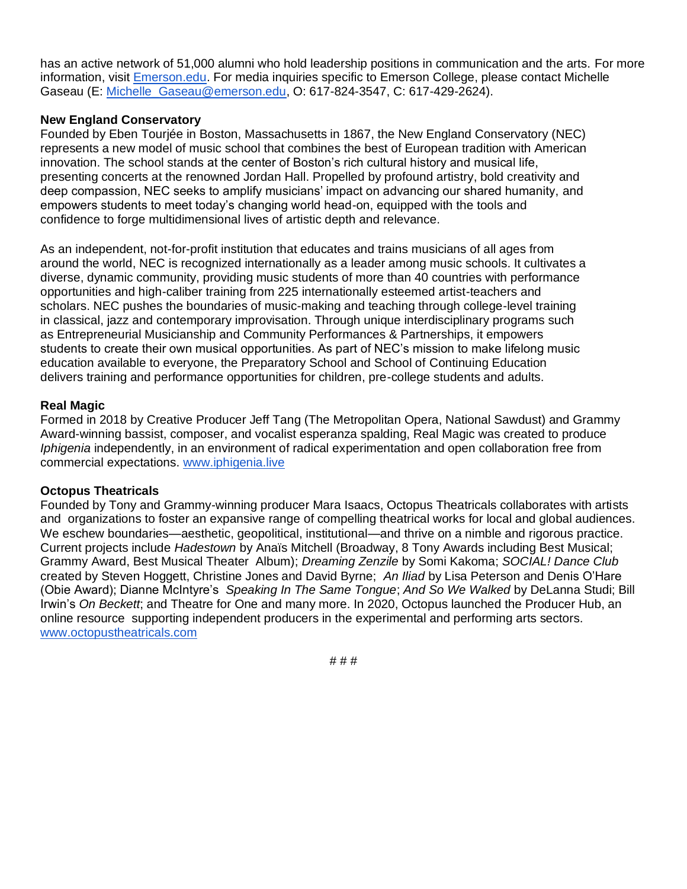has an active network of 51,000 alumni who hold leadership positions in communication and the arts. For more information, visit [Emerson.edu](Emerson.edu). For media inquiries specific to Emerson College, please contact Michelle Gaseau (E: [Michelle_Gaseau@emerson.edu](mailto:Michelle_Gaseau@emerson.edu), O: 617-824-3547, C: 617-429-2624).

**New England Conservatory**

Founded by Eben Tourjée in Boston, Massachusetts in 1867, the New England Conservatory (NEC) represents a new model of music school that combines the best of European tradition with American innovation. The school stands at the center of Boston's rich cultural history and musical life, presenting concerts at the renowned Jordan Hall. Propelled by profound artistry, bold creativity and deep compassion, NEC seeks to amplify musicians' impact on advancing our shared humanity, and empowers students to meet today's changing world head-on, equipped with the tools and confidence to forge multidimensional lives of artistic depth and relevance.

As an independent, not-for-profit institution that educates and trains musicians of all ages from around the world, NEC is recognized internationally as a leader among music schools. It cultivates a diverse, dynamic community, providing music students of more than 40 countries with performance opportunities and high-caliber training from 225 internationally esteemed artist-teachers and scholars. NEC pushes the boundaries of music-making and teaching through college-level training in classical, jazz and contemporary improvisation. Through unique interdisciplinary programs such as Entrepreneurial Musicianship and Community Performances & Partnerships, it empowers students to create their own musical opportunities. As part of NEC's mission to make lifelong music education available to everyone, the Preparatory School and School of Continuing Education delivers training and performance opportunities for children, pre-college students and adults.

**Real Magic**

Formed in 2018 by Creative Producer Jeff Tang (The Metropolitan Opera, National Sawdust) and Grammy Award-winning bassist, composer, and vocalist esperanza spalding, Real Magic was created to produce *Iphigenia* independently, in an environment of radical experimentation and open collaboration free from commercial expectations. [www.iphigenia.live](http://www.iphigenia.live)

**Octopus Theatricals**

Founded by Tony and Grammy-winning producer Mara Isaacs, Octopus Theatricals collaborates with artists and organizations to foster an expansive range of compelling theatrical works for local and global audiences. We eschew boundaries—aesthetic, geopolitical, institutional—and thrive on a nimble and rigorous practice. Current projects include *Hadestown* by Anaïs Mitchell (Broadway, 8 Tony Awards including Best Musical; Grammy Award, Best Musical Theater Album); *Dreaming Zenzile* by Somi Kakoma; *SOCIAL! Dance Club* created by Steven Hoggett, Christine Jones and David Byrne; *An Iliad* by Lisa Peterson and Denis O'Hare (Obie Award); Dianne McIntyre's *Speaking In The Same Tongue*; *And So We Walked* by DeLanna Studi; Bill Irwin's *On Beckett*; and Theatre for One and many more. In 2020, Octopus launched the Producer Hub, an online resource supporting independent producers in the experimental and performing arts sectors. [www.octopustheatricals.com](http://www.octopustheatricals.com)

# # #